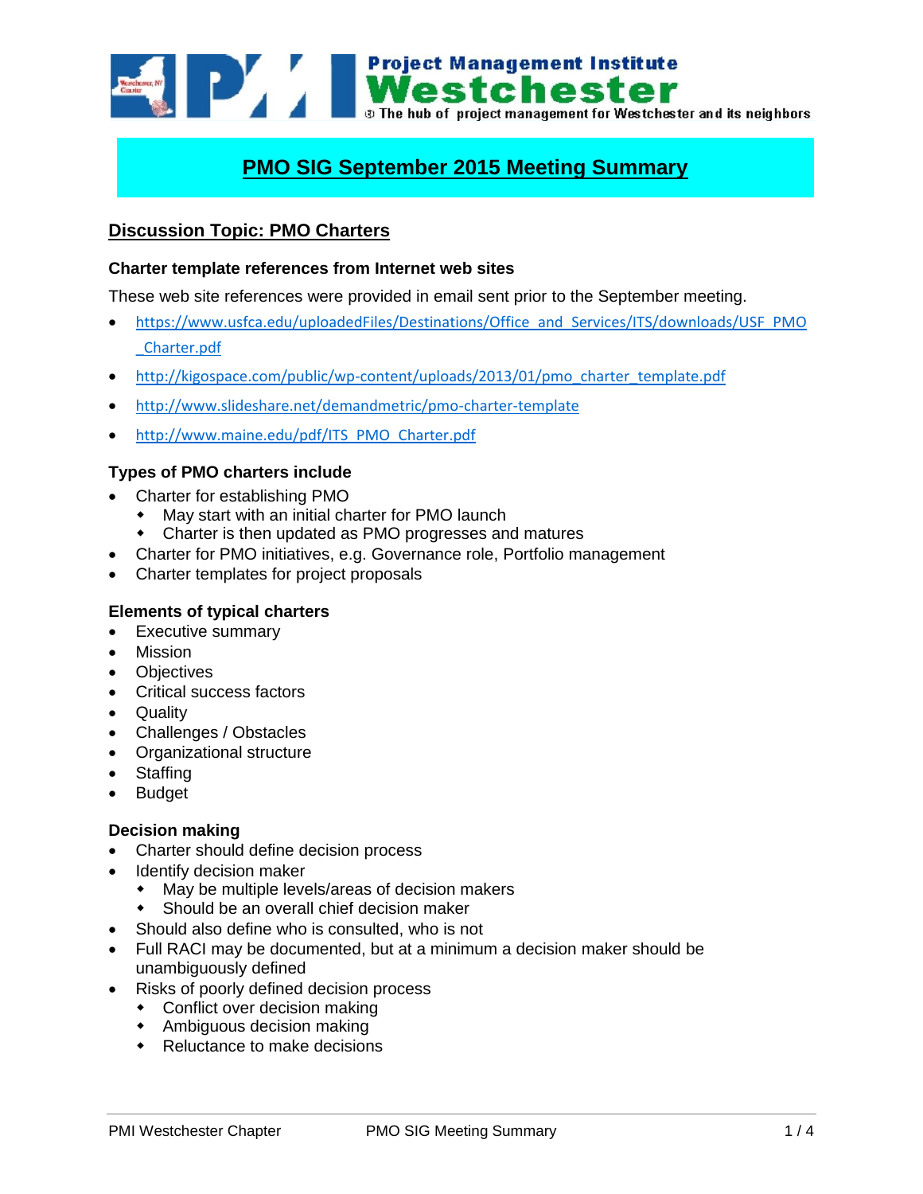Project Management Institute
Westchester
The hub of project management for Westchester and its neighbors

# PMO SIG September 2015 Meeting Summary

## Discussion Topic: PMO Charters

### Charter template references from Internet web sites

These web site references were provided in email sent prior to the September meeting.

- https://www.usfca.edu/uploadedFiles/Destinations/Office_and_Services/ITS/downloads/USF_PMO_Charter.pdf
- http://kigospace.com/public/wp-content/uploads/2013/01/pmo_charter_template.pdf
- http://www.slideshare.net/demandmetric/pmo-charter-template
- http://www.maine.edu/pdf/ITS_PMO_Charter.pdf

### Types of PMO charters include

- Charter for establishing PMO
  - May start with an initial charter for PMO launch
  - Charter is then updated as PMO progresses and matures
- Charter for PMO initiatives, e.g. Governance role, Portfolio management
- Charter templates for project proposals

### Elements of typical charters

- Executive summary
- Mission
- Objectives
- Critical success factors
- Quality
- Challenges / Obstacles
- Organizational structure
- Staffing
- Budget

### Decision making

- Charter should define decision process
- Identify decision maker
  - May be multiple levels/areas of decision makers
  - Should be an overall chief decision maker
- Should also define who is consulted, who is not
- Full RACI may be documented, but at a minimum a decision maker should be unambiguously defined
- Risks of poorly defined decision process
  - Conflict over decision making
  - Ambiguous decision making
  - Reluctance to make decisions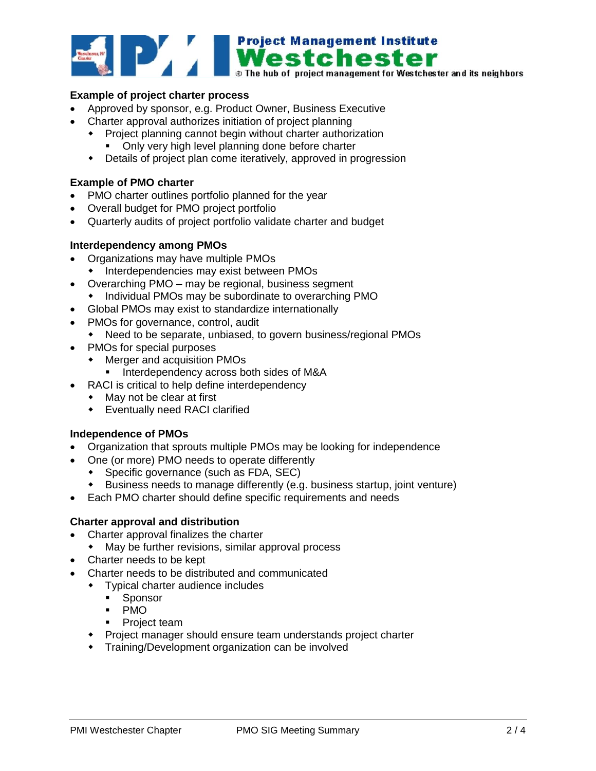**Example of project charter process**

- Approved by sponsor, e.g. Product Owner, Business Executive
- Charter approval authorizes initiation of project planning
  - Project planning cannot begin without charter authorization
    - Only very high level planning done before charter
  - Details of project plan come iteratively, approved in progression

**Example of PMO charter**

- PMO charter outlines portfolio planned for the year
- Overall budget for PMO project portfolio
- Quarterly audits of project portfolio validate charter and budget

**Interdependency among PMOs**

- Organizations may have multiple PMOs
  - Interdependencies may exist between PMOs
- Overarching PMO – may be regional, business segment
  - Individual PMOs may be subordinate to overarching PMO
- Global PMOs may exist to standardize internationally
- PMOs for governance, control, audit
  - Need to be separate, unbiased, to govern business/regional PMOs
- PMOs for special purposes
  - Merger and acquisition PMOs
    - Interdependency across both sides of M&A
- RACI is critical to help define interdependency
  - May not be clear at first
  - Eventually need RACI clarified

**Independence of PMOs**

- Organization that sprouts multiple PMOs may be looking for independence
- One (or more) PMO needs to operate differently
  - Specific governance (such as FDA, SEC)
  - Business needs to manage differently (e.g. business startup, joint venture)
- Each PMO charter should define specific requirements and needs

**Charter approval and distribution**

- Charter approval finalizes the charter
  - May be further revisions, similar approval process
- Charter needs to be kept
- Charter needs to be distributed and communicated
  - Typical charter audience includes
    - Sponsor
    - PMO
    - Project team
  - Project manager should ensure team understands project charter
  - Training/Development organization can be involved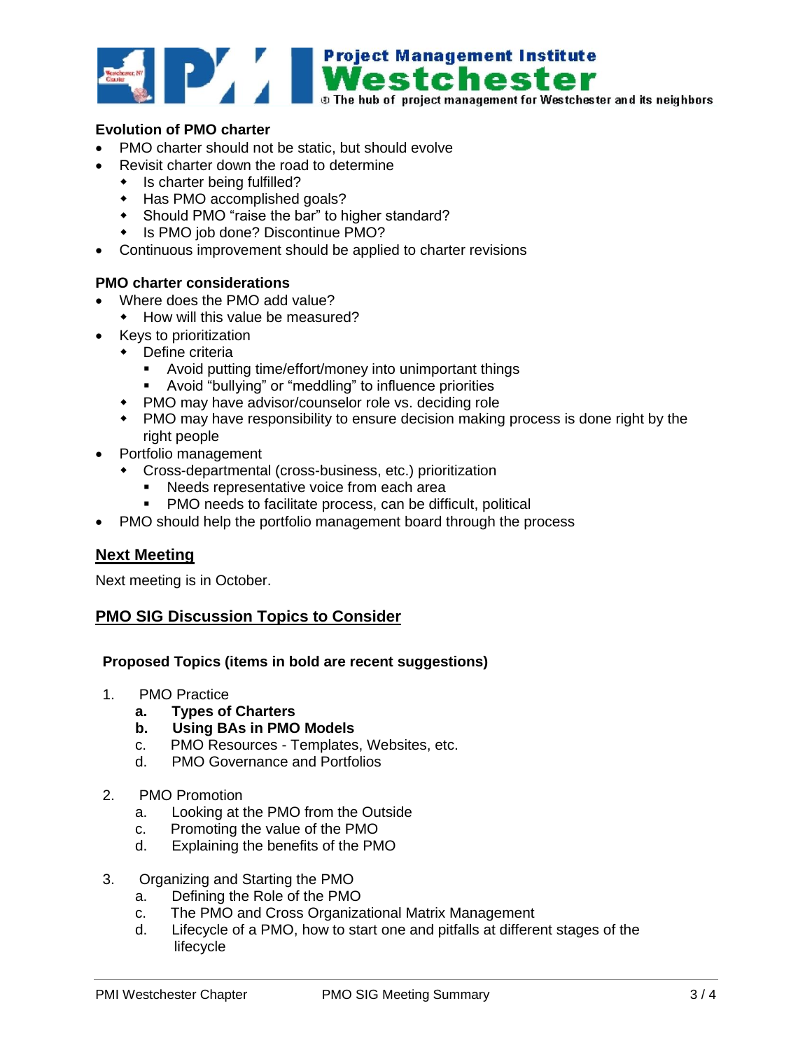**Evolution of PMO charter**

- PMO charter should not be static, but should evolve
- Revisit charter down the road to determine
  - Is charter being fulfilled?
  - Has PMO accomplished goals?
  - Should PMO "raise the bar" to higher standard?
  - Is PMO job done? Discontinue PMO?
- Continuous improvement should be applied to charter revisions

**PMO charter considerations**

- Where does the PMO add value?
  - How will this value be measured?
- Keys to prioritization
  - Define criteria
    - Avoid putting time/effort/money into unimportant things
    - Avoid "bullying" or "meddling" to influence priorities
  - PMO may have advisor/counselor role vs. deciding role
  - PMO may have responsibility to ensure decision making process is done right by the right people
- Portfolio management
  - Cross-departmental (cross-business, etc.) prioritization
    - Needs representative voice from each area
    - PMO needs to facilitate process, can be difficult, political
- PMO should help the portfolio management board through the process

## Next Meeting

Next meeting is in October.

## PMO SIG Discussion Topics to Consider

**Proposed Topics (items in bold are recent suggestions)**

1. PMO Practice
   a. **Types of Charters**
   b. **Using BAs in PMO Models**
   c. PMO Resources - Templates, Websites, etc.
   d. PMO Governance and Portfolios

2. PMO Promotion
   a. Looking at the PMO from the Outside
   c. Promoting the value of the PMO
   d. Explaining the benefits of the PMO

3. Organizing and Starting the PMO
   a. Defining the Role of the PMO
   c. The PMO and Cross Organizational Matrix Management
   d. Lifecycle of a PMO, how to start one and pitfalls at different stages of the lifecycle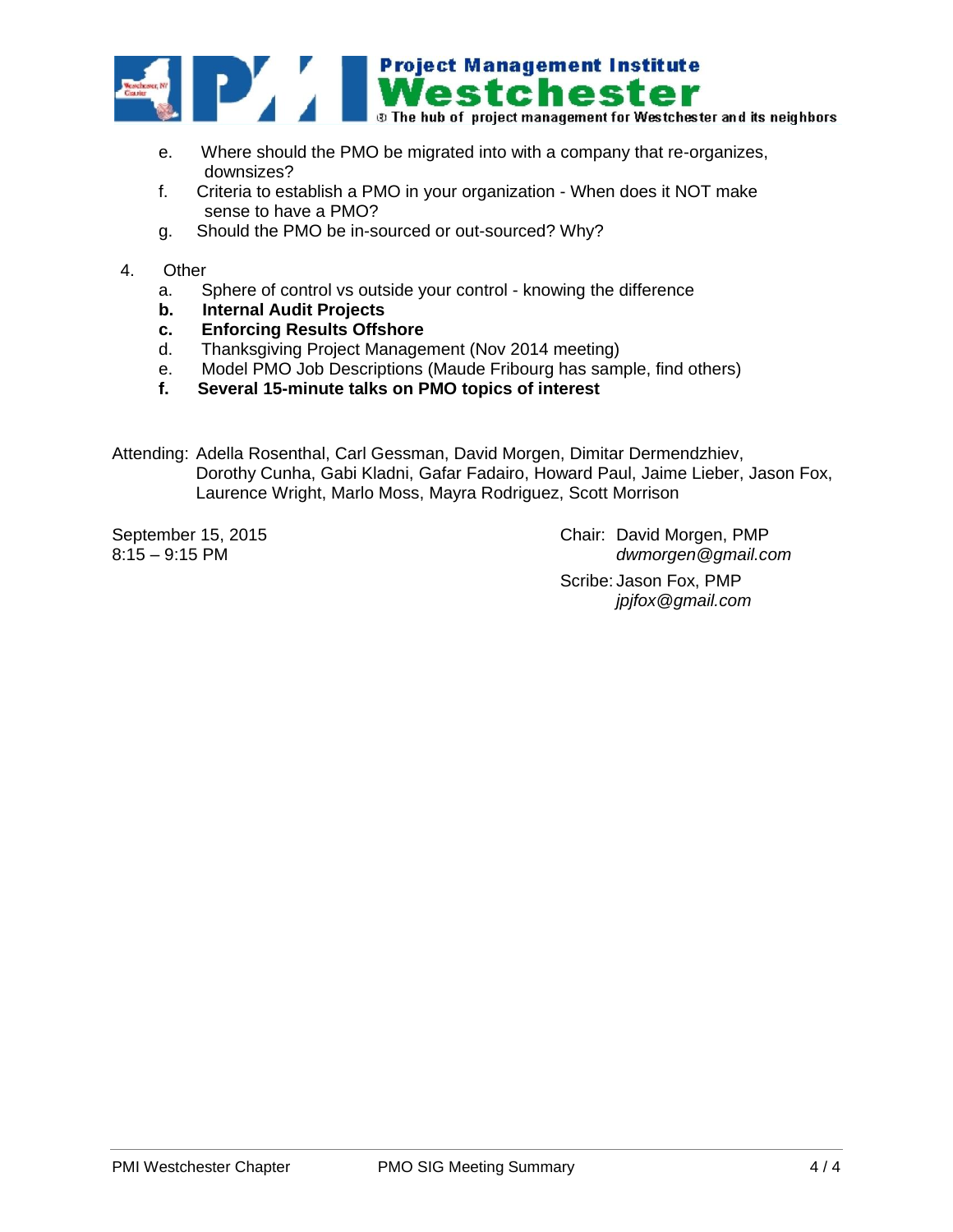e. Where should the PMO be migrated into with a company that re-organizes, downsizes?

f. Criteria to establish a PMO in your organization - When does it NOT make sense to have a PMO?

g. Should the PMO be in-sourced or out-sourced? Why?

4. Other

   a. Sphere of control vs outside your control - knowing the difference

   **b. Internal Audit Projects**

   **c. Enforcing Results Offshore**

   d. Thanksgiving Project Management (Nov 2014 meeting)

   e. Model PMO Job Descriptions (Maude Fribourg has sample, find others)

   **f. Several 15-minute talks on PMO topics of interest**

Attending: Adella Rosenthal, Carl Gessman, David Morgen, Dimitar Dermendzhiev, Dorothy Cunha, Gabi Kladni, Gafar Fadairo, Howard Paul, Jaime Lieber, Jason Fox, Laurence Wright, Marlo Moss, Mayra Rodriguez, Scott Morrison

September 15, 2015
8:15 – 9:15 PM

Chair: David Morgen, PMP
*dwmorgen@gmail.com*

Scribe: Jason Fox, PMP
*jpjfox@gmail.com*